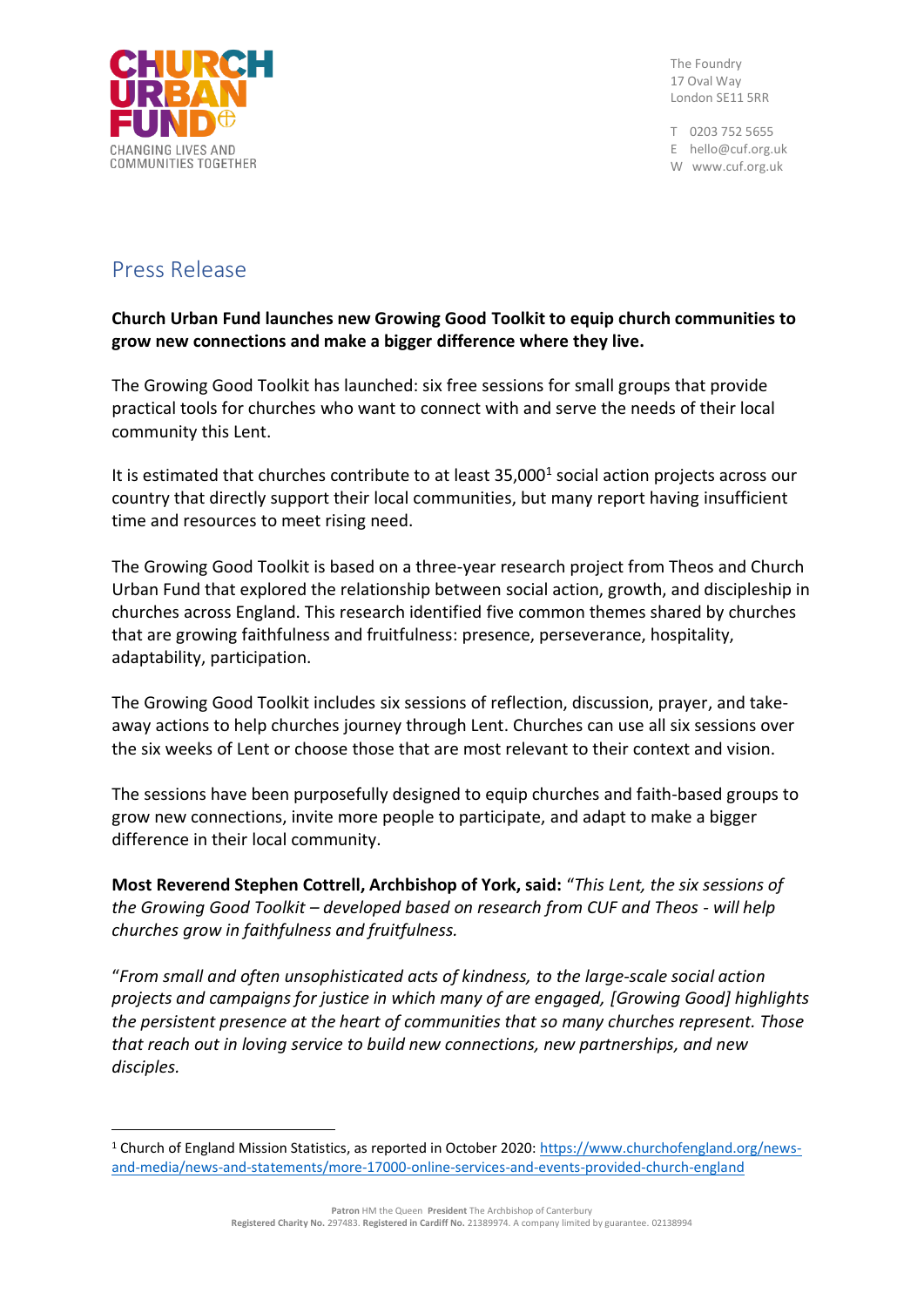CHURCH URBAN FUND
CHANGING LIVES AND COMMUNITIES TOGETHER

The Foundry
17 Oval Way
London SE11 5RR

T 0203 752 5655
E hello@cuf.org.uk
W www.cuf.org.uk

# Press Release

**Church Urban Fund launches new Growing Good Toolkit to equip church communities to grow new connections and make a bigger difference where they live.**

The Growing Good Toolkit has launched: six free sessions for small groups that provide practical tools for churches who want to connect with and serve the needs of their local community this Lent.

It is estimated that churches contribute to at least 35,000[1] social action projects across our country that directly support their local communities, but many report having insufficient time and resources to meet rising need.

The Growing Good Toolkit is based on a three-year research project from Theos and Church Urban Fund that explored the relationship between social action, growth, and discipleship in churches across England. This research identified five common themes shared by churches that are growing faithfulness and fruitfulness: presence, perseverance, hospitality, adaptability, participation.

The Growing Good Toolkit includes six sessions of reflection, discussion, prayer, and take-away actions to help churches journey through Lent. Churches can use all six sessions over the six weeks of Lent or choose those that are most relevant to their context and vision.

The sessions have been purposefully designed to equip churches and faith-based groups to grow new connections, invite more people to participate, and adapt to make a bigger difference in their local community.

**Most Reverend Stephen Cottrell, Archbishop of York, said:** "*This Lent, the six sessions of the Growing Good Toolkit – developed based on research from CUF and Theos - will help churches grow in faithfulness and fruitfulness.*

"*From small and often unsophisticated acts of kindness, to the large-scale social action projects and campaigns for justice in which many of are engaged, [Growing Good] highlights the persistent presence at the heart of communities that so many churches represent. Those that reach out in loving service to build new connections, new partnerships, and new disciples.*

---

[1] Church of England Mission Statistics, as reported in October 2020: https://www.churchofengland.org/news-and-media/news-and-statements/more-17000-online-services-and-events-provided-church-england

**Patron** HM the Queen **President** The Archbishop of Canterbury
**Registered Charity No.** 297483. **Registered in Cardiff No.** 21389974. A company limited by guarantee. 02138994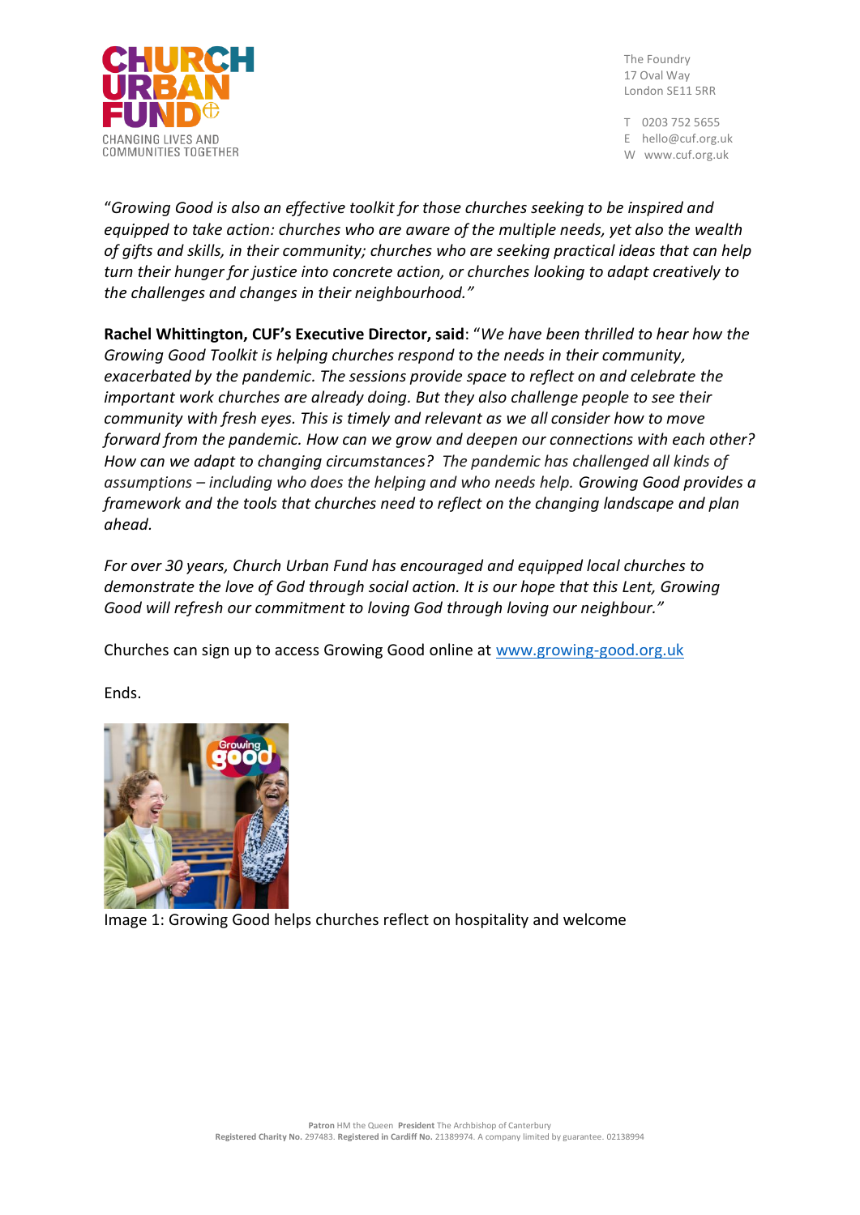"*Growing Good is also an effective toolkit for those churches seeking to be inspired and equipped to take action: churches who are aware of the multiple needs, yet also the wealth of gifts and skills, in their community; churches who are seeking practical ideas that can help turn their hunger for justice into concrete action, or churches looking to adapt creatively to the challenges and changes in their neighbourhood."*

**Rachel Whittington, CUF's Executive Director, said**: "*We have been thrilled to hear how the Growing Good Toolkit is helping churches respond to the needs in their community, exacerbated by the pandemic. The sessions provide space to reflect on and celebrate the important work churches are already doing. But they also challenge people to see their community with fresh eyes. This is timely and relevant as we all consider how to move forward from the pandemic. How can we grow and deepen our connections with each other? How can we adapt to changing circumstances? The pandemic has challenged all kinds of assumptions – including who does the helping and who needs help.* Growing Good *provides a framework and the tools that churches need to reflect on the changing landscape and plan ahead.*

*For over 30 years, Church Urban Fund has encouraged and equipped local churches to demonstrate the love of God through social action. It is our hope that this Lent, Growing Good will refresh our commitment to loving God through loving our neighbour."*

Churches can sign up to access Growing Good online at [www.growing-good.org.uk](www.growing-good.org.uk)

Ends.

Image 1: Growing Good helps churches reflect on hospitality and welcome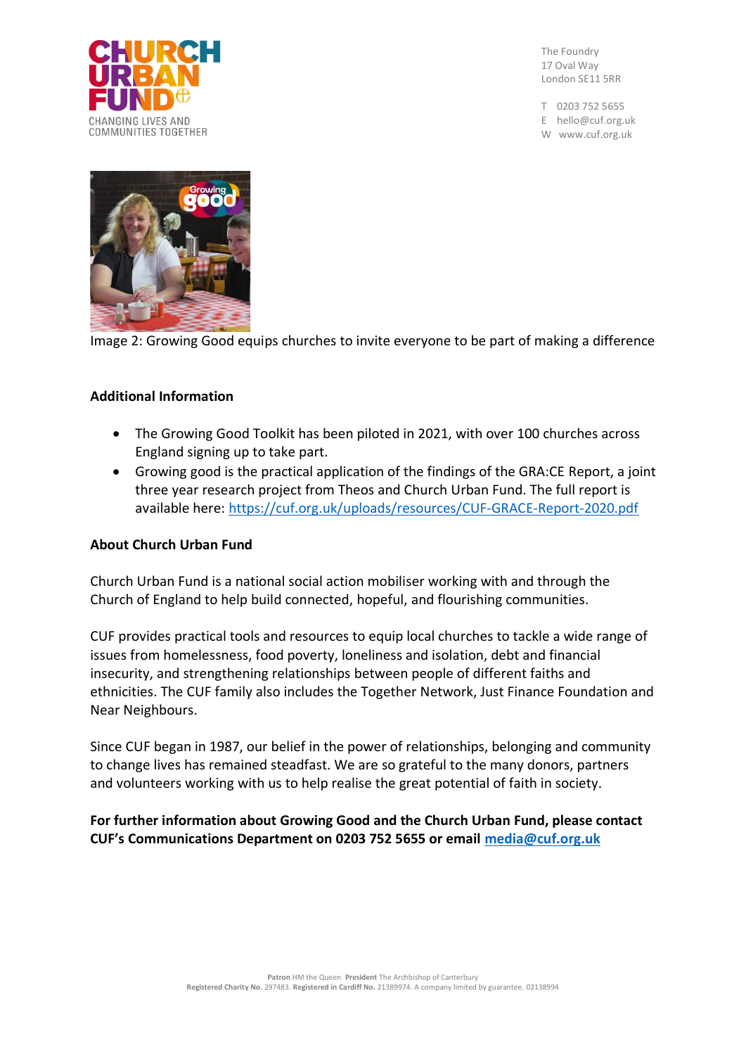Image 2: Growing Good equips churches to invite everyone to be part of making a difference

**Additional Information**

- The Growing Good Toolkit has been piloted in 2021, with over 100 churches across England signing up to take part.
- Growing good is the practical application of the findings of the GRA:CE Report, a joint three year research project from Theos and Church Urban Fund. The full report is available here: https://cuf.org.uk/uploads/resources/CUF-GRACE-Report-2020.pdf

**About Church Urban Fund**

Church Urban Fund is a national social action mobiliser working with and through the Church of England to help build connected, hopeful, and flourishing communities.

CUF provides practical tools and resources to equip local churches to tackle a wide range of issues from homelessness, food poverty, loneliness and isolation, debt and financial insecurity, and strengthening relationships between people of different faiths and ethnicities. The CUF family also includes the Together Network, Just Finance Foundation and Near Neighbours.

Since CUF began in 1987, our belief in the power of relationships, belonging and community to change lives has remained steadfast. We are so grateful to the many donors, partners and volunteers working with us to help realise the great potential of faith in society.

**For further information about Growing Good and the Church Urban Fund, please contact CUF's Communications Department on 0203 752 5655 or email media@cuf.org.uk**